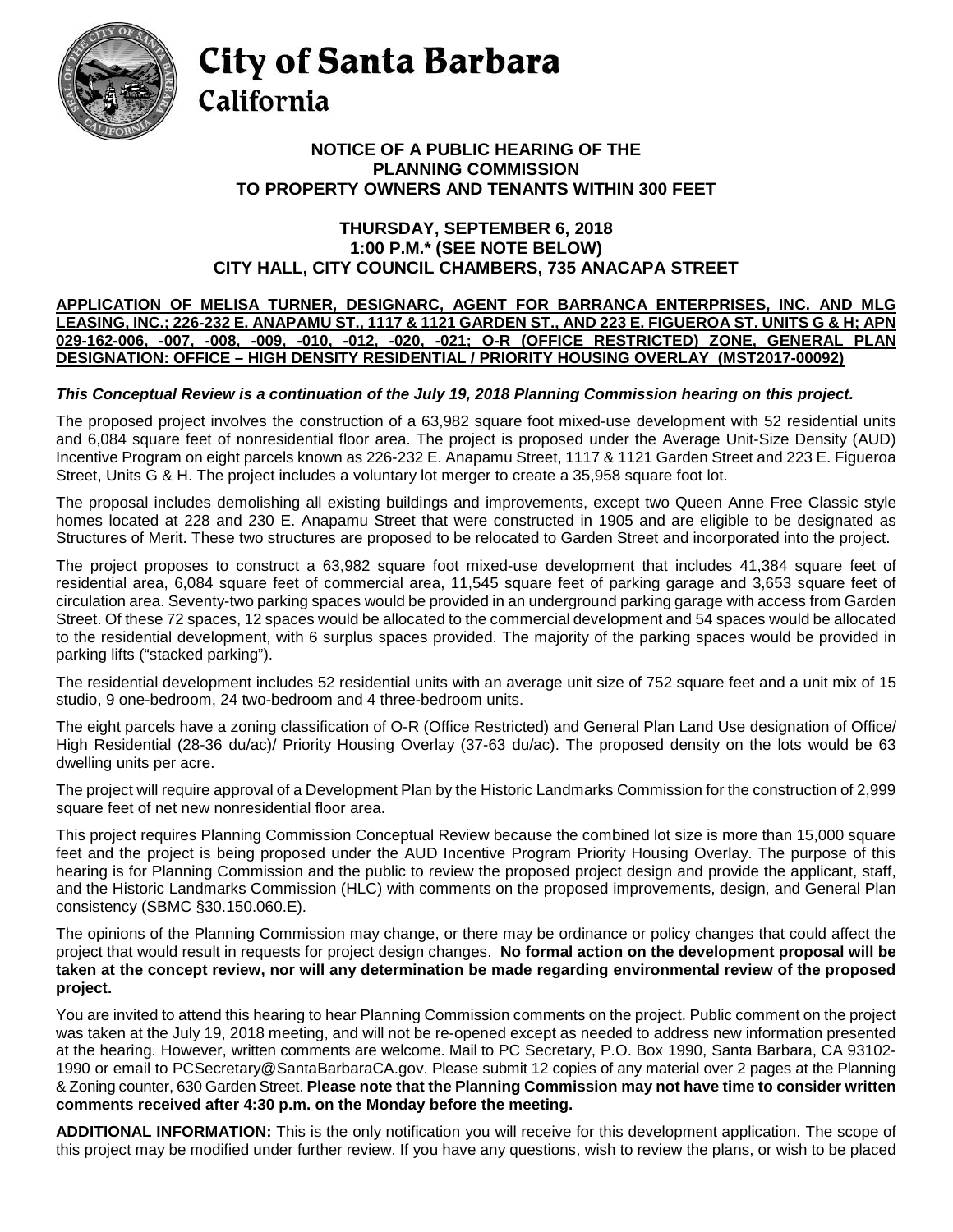# City of Santa Barbara

## California

**NOTICE OF A PUBLIC HEARING OF THE PLANNING COMMISSION TO PROPERTY OWNERS AND TENANTS WITHIN 300 FEET**

**THURSDAY, SEPTEMBER 6, 2018**
**1:00 P.M.\* (SEE NOTE BELOW)**
**CITY HALL, CITY COUNCIL CHAMBERS, 735 ANACAPA STREET**

**APPLICATION OF MELISA TURNER, DESIGNARC, AGENT FOR BARRANCA ENTERPRISES, INC. AND MLG LEASING, INC.; 226-232 E. ANAPAMU ST., 1117 & 1121 GARDEN ST., AND 223 E. FIGUEROA ST. UNITS G & H; APN 029-162-006, -007, -008, -009, -010, -012, -020, -021; O-R (OFFICE RESTRICTED) ZONE, GENERAL PLAN DESIGNATION: OFFICE – HIGH DENSITY RESIDENTIAL / PRIORITY HOUSING OVERLAY (MST2017-00092)**

***This Conceptual Review is a continuation of the July 19, 2018 Planning Commission hearing on this project.***

The proposed project involves the construction of a 63,982 square foot mixed-use development with 52 residential units and 6,084 square feet of nonresidential floor area. The project is proposed under the Average Unit-Size Density (AUD) Incentive Program on eight parcels known as 226-232 E. Anapamu Street, 1117 & 1121 Garden Street and 223 E. Figueroa Street, Units G & H. The project includes a voluntary lot merger to create a 35,958 square foot lot.

The proposal includes demolishing all existing buildings and improvements, except two Queen Anne Free Classic style homes located at 228 and 230 E. Anapamu Street that were constructed in 1905 and are eligible to be designated as Structures of Merit. These two structures are proposed to be relocated to Garden Street and incorporated into the project.

The project proposes to construct a 63,982 square foot mixed-use development that includes 41,384 square feet of residential area, 6,084 square feet of commercial area, 11,545 square feet of parking garage and 3,653 square feet of circulation area. Seventy-two parking spaces would be provided in an underground parking garage with access from Garden Street. Of these 72 spaces, 12 spaces would be allocated to the commercial development and 54 spaces would be allocated to the residential development, with 6 surplus spaces provided. The majority of the parking spaces would be provided in parking lifts ("stacked parking").

The residential development includes 52 residential units with an average unit size of 752 square feet and a unit mix of 15 studio, 9 one-bedroom, 24 two-bedroom and 4 three-bedroom units.

The eight parcels have a zoning classification of O-R (Office Restricted) and General Plan Land Use designation of Office/ High Residential (28-36 du/ac)/ Priority Housing Overlay (37-63 du/ac). The proposed density on the lots would be 63 dwelling units per acre.

The project will require approval of a Development Plan by the Historic Landmarks Commission for the construction of 2,999 square feet of net new nonresidential floor area.

This project requires Planning Commission Conceptual Review because the combined lot size is more than 15,000 square feet and the project is being proposed under the AUD Incentive Program Priority Housing Overlay. The purpose of this hearing is for Planning Commission and the public to review the proposed project design and provide the applicant, staff, and the Historic Landmarks Commission (HLC) with comments on the proposed improvements, design, and General Plan consistency (SBMC §30.150.060.E).

The opinions of the Planning Commission may change, or there may be ordinance or policy changes that could affect the project that would result in requests for project design changes. **No formal action on the development proposal will be taken at the concept review, nor will any determination be made regarding environmental review of the proposed project.**

You are invited to attend this hearing to hear Planning Commission comments on the project. Public comment on the project was taken at the July 19, 2018 meeting, and will not be re-opened except as needed to address new information presented at the hearing. However, written comments are welcome. Mail to PC Secretary, P.O. Box 1990, Santa Barbara, CA 93102-1990 or email to PCSecretary@SantaBarbaraCA.gov. Please submit 12 copies of any material over 2 pages at the Planning & Zoning counter, 630 Garden Street. **Please note that the Planning Commission may not have time to consider written comments received after 4:30 p.m. on the Monday before the meeting.**

**ADDITIONAL INFORMATION:** This is the only notification you will receive for this development application. The scope of this project may be modified under further review. If you have any questions, wish to review the plans, or wish to be placed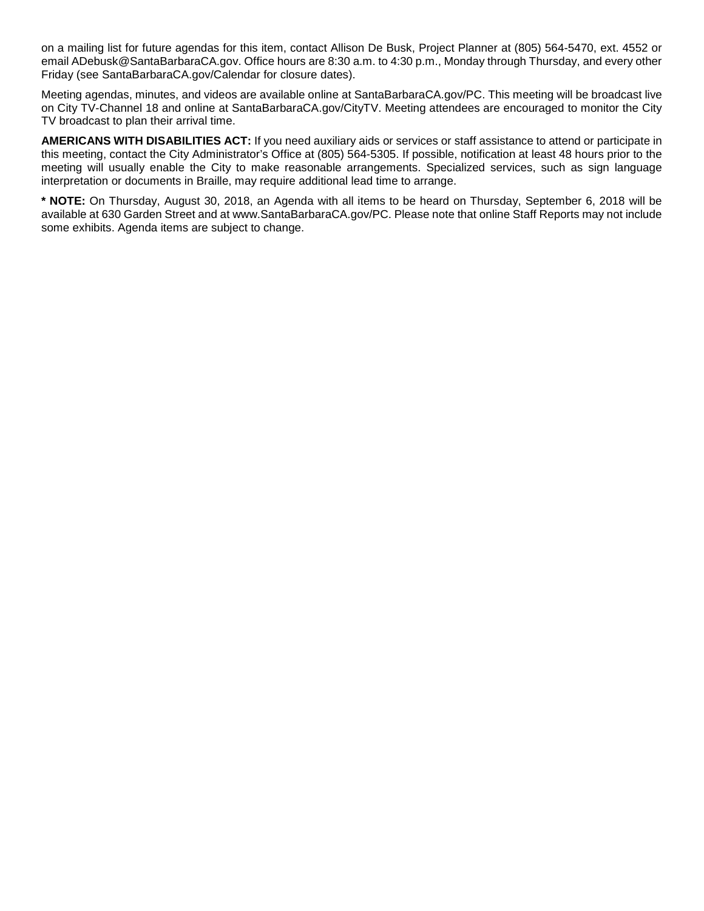on a mailing list for future agendas for this item, contact Allison De Busk, Project Planner at (805) 564-5470, ext. 4552 or email ADebusk@SantaBarbaraCA.gov. Office hours are 8:30 a.m. to 4:30 p.m., Monday through Thursday, and every other Friday (see SantaBarbaraCA.gov/Calendar for closure dates).

Meeting agendas, minutes, and videos are available online at SantaBarbaraCA.gov/PC. This meeting will be broadcast live on City TV-Channel 18 and online at SantaBarbaraCA.gov/CityTV. Meeting attendees are encouraged to monitor the City TV broadcast to plan their arrival time.

**AMERICANS WITH DISABILITIES ACT:** If you need auxiliary aids or services or staff assistance to attend or participate in this meeting, contact the City Administrator's Office at (805) 564-5305. If possible, notification at least 48 hours prior to the meeting will usually enable the City to make reasonable arrangements. Specialized services, such as sign language interpretation or documents in Braille, may require additional lead time to arrange.

**\* NOTE:** On Thursday, August 30, 2018, an Agenda with all items to be heard on Thursday, September 6, 2018 will be available at 630 Garden Street and at www.SantaBarbaraCA.gov/PC. Please note that online Staff Reports may not include some exhibits. Agenda items are subject to change.